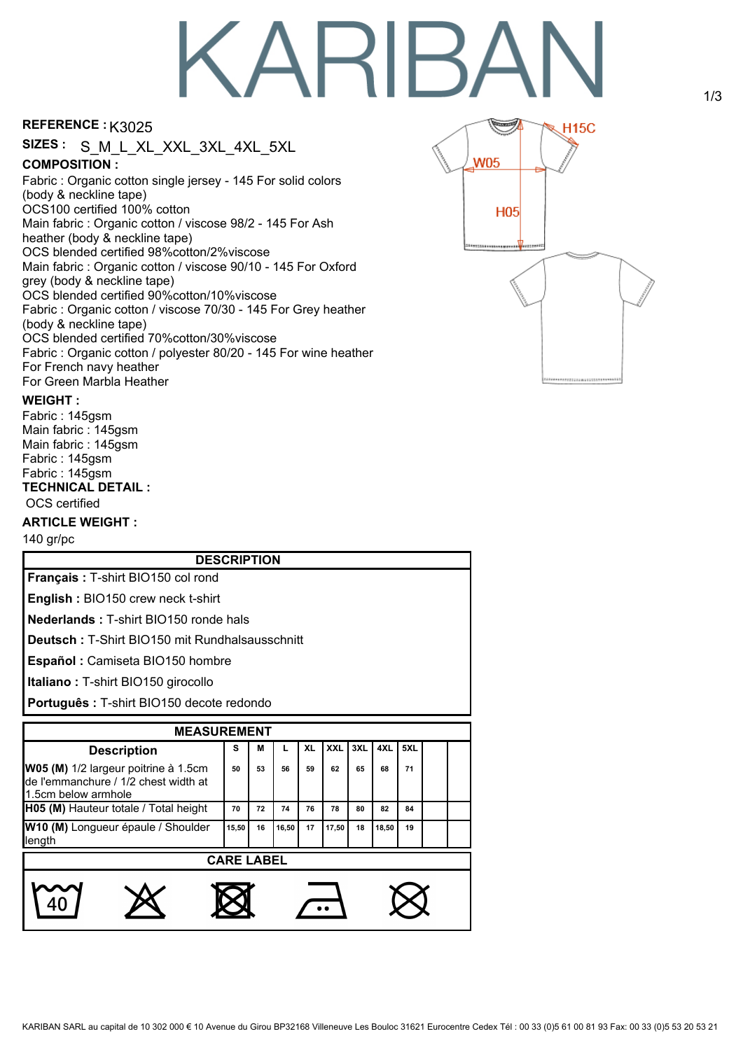# KARIBAN

**REFERENCE :** K3025

**SIZES :** S_M_L_XL_XXL_3XL_4XL_5XL

**COMPOSITION :**

Fabric : Organic cotton single jersey - 145 For solid colors (body & neckline tape)
OCS100 certified 100% cotton
Main fabric : Organic cotton / viscose 98/2 - 145 For Ash heather (body & neckline tape)
OCS blended certified 98%cotton/2%viscose
Main fabric : Organic cotton / viscose 90/10 - 145 For Oxford grey (body & neckline tape)
OCS blended certified 90%cotton/10%viscose
Fabric : Organic cotton / viscose 70/30 - 145 For Grey heather (body & neckline tape)
OCS blended certified 70%cotton/30%viscose
Fabric : Organic cotton / polyester 80/20 - 145 For wine heather
For French navy heather
For Green Marbla Heather

**WEIGHT :**

Fabric : 145gsm
Main fabric : 145gsm
Main fabric : 145gsm
Fabric : 145gsm
Fabric : 145gsm

**TECHNICAL DETAIL :**

OCS certified

**ARTICLE WEIGHT :**

140 gr/pc

H15C

W05

H05

| DESCRIPTION |
|---|
| **Français :** T-shirt BIO150 col rond |
| **English :** BIO150 crew neck t-shirt |
| **Nederlands :** T-shirt BIO150 ronde hals |
| **Deutsch :** T-Shirt BIO150 mit Rundhalsausschnitt |
| **Español :** Camiseta BIO150 hombre |
| **Italiano :** T-shirt BIO150 girocollo |
| **Português :** T-shirt BIO150 decote redondo |

| Description | S | M | L | XL | XXL | 3XL | 4XL | 5XL | | |
|---|---|---|---|---|---|---|---|---|---|---|
| **W05 (M)** 1/2 largeur poitrine à 1.5cm de l'emmanchure / 1/2 chest width at 1.5cm below armhole | 50 | 53 | 56 | 59 | 62 | 65 | 68 | 71 | | |
| **H05 (M)** Hauteur totale / Total height | 70 | 72 | 74 | 76 | 78 | 80 | 82 | 84 | | |
| **W10 (M)** Longueur épaule / Shoulder length | 15,50 | 16 | 16,50 | 17 | 17,50 | 18 | 18,50 | 19 | | |

**CARE LABEL**

40

KARIBAN SARL au capital de 10 302 000 € 10 Avenue du Girou BP32168 Villeneuve Les Bouloc 31621 Eurocentre Cedex Tél : 00 33 (0)5 61 00 81 93 Fax: 00 33 (0)5 53 20 53 21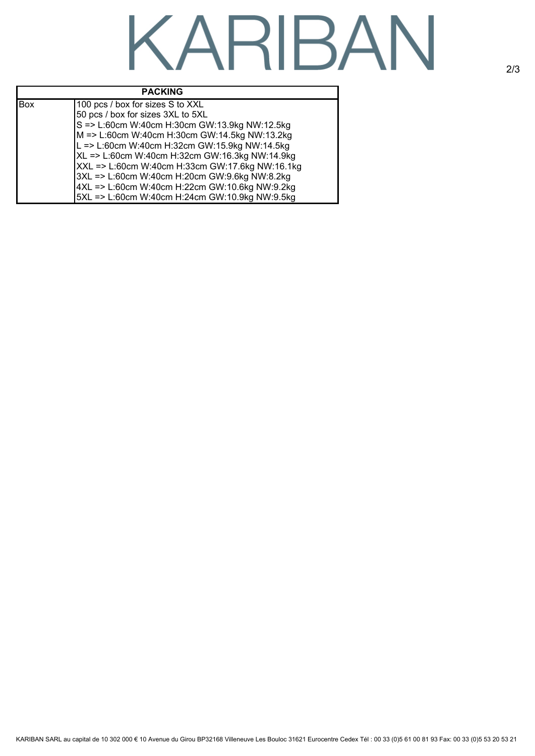| PACKING | |
|---|---|
| Box | 100 pcs / box for sizes S to XXL<br>50 pcs / box for sizes 3XL to 5XL<br>S => L:60cm W:40cm H:30cm GW:13.9kg NW:12.5kg<br>M => L:60cm W:40cm H:30cm GW:14.5kg NW:13.2kg<br>L => L:60cm W:40cm H:32cm GW:15.9kg NW:14.5kg<br>XL => L:60cm W:40cm H:32cm GW:16.3kg NW:14.9kg<br>XXL => L:60cm W:40cm H:33cm GW:17.6kg NW:16.1kg<br>3XL => L:60cm W:40cm H:20cm GW:9.6kg NW:8.2kg<br>4XL => L:60cm W:40cm H:22cm GW:10.6kg NW:9.2kg<br>5XL => L:60cm W:40cm H:24cm GW:10.9kg NW:9.5kg |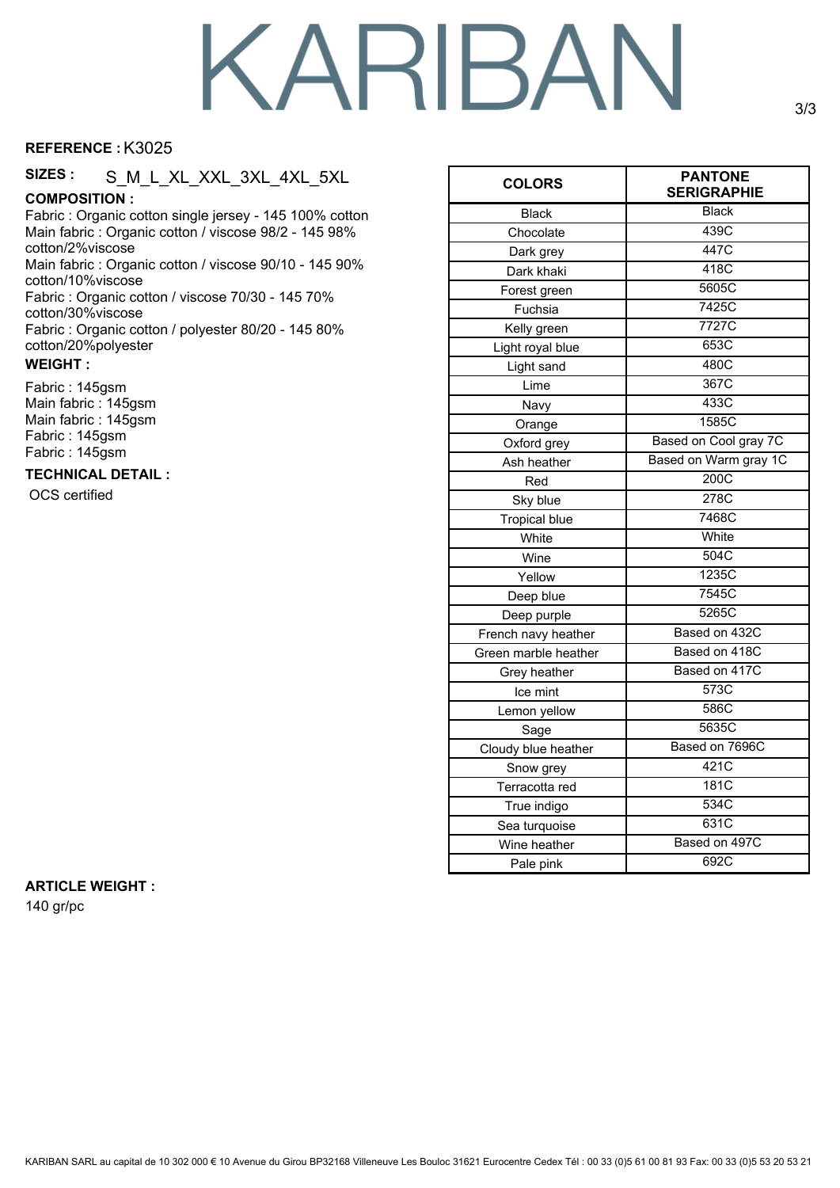# KARIBAN

**REFERENCE :** K3025

**SIZES :** S_M_L_XL_XXL_3XL_4XL_5XL

**COMPOSITION :**

Fabric : Organic cotton single jersey - 145 100% cotton
Main fabric : Organic cotton / viscose 98/2 - 145 98% cotton/2%viscose
Main fabric : Organic cotton / viscose 90/10 - 145 90% cotton/10%viscose
Fabric : Organic cotton / viscose 70/30 - 145 70% cotton/30%viscose
Fabric : Organic cotton / polyester 80/20 - 145 80% cotton/20%polyester

**WEIGHT :**

Fabric : 145gsm
Main fabric : 145gsm
Main fabric : 145gsm
Fabric : 145gsm
Fabric : 145gsm

**TECHNICAL DETAIL :**

OCS certified

| COLORS | PANTONE SERIGRAPHIE |
|---|---|
| Black | Black |
| Chocolate | 439C |
| Dark grey | 447C |
| Dark khaki | 418C |
| Forest green | 5605C |
| Fuchsia | 7425C |
| Kelly green | 7727C |
| Light royal blue | 653C |
| Light sand | 480C |
| Lime | 367C |
| Navy | 433C |
| Orange | 1585C |
| Oxford grey | Based on Cool gray 7C |
| Ash heather | Based on Warm gray 1C |
| Red | 200C |
| Sky blue | 278C |
| Tropical blue | 7468C |
| White | White |
| Wine | 504C |
| Yellow | 1235C |
| Deep blue | 7545C |
| Deep purple | 5265C |
| French navy heather | Based on 432C |
| Green marble heather | Based on 418C |
| Grey heather | Based on 417C |
| Ice mint | 573C |
| Lemon yellow | 586C |
| Sage | 5635C |
| Cloudy blue heather | Based on 7696C |
| Snow grey | 421C |
| Terracotta red | 181C |
| True indigo | 534C |
| Sea turquoise | 631C |
| Wine heather | Based on 497C |
| Pale pink | 692C |

**ARTICLE WEIGHT :**

140 gr/pc

KARIBAN SARL au capital de 10 302 000 € 10 Avenue du Girou BP32168 Villeneuve Les Bouloc 31621 Eurocentre Cedex Tél : 00 33 (0)5 61 00 81 93 Fax: 00 33 (0)5 53 20 53 21